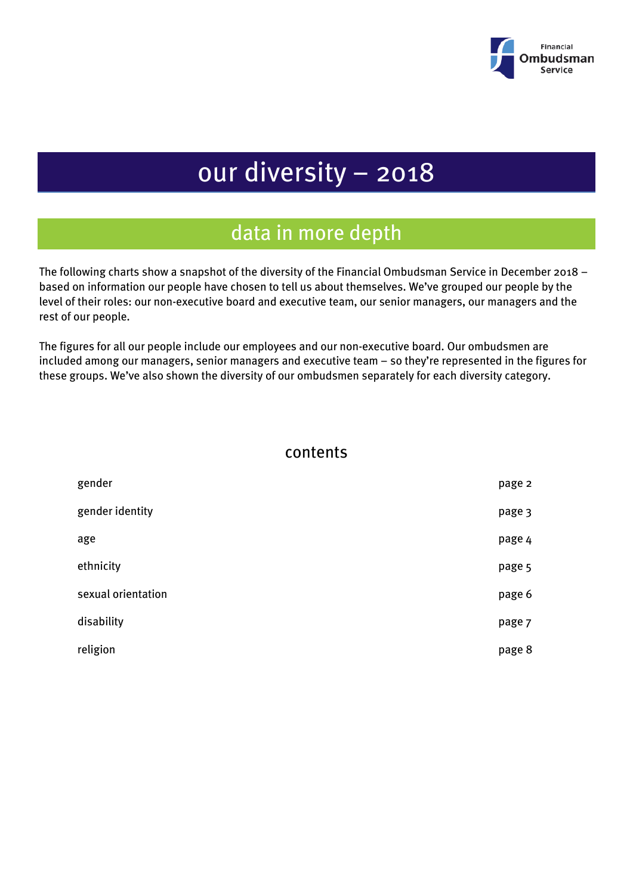Financial Ombudsman Service

# our diversity – 2018

## data in more depth

The following charts show a snapshot of the diversity of the Financial Ombudsman Service in December 2018 – based on information our people have chosen to tell us about themselves. We've grouped our people by the level of their roles: our non-executive board and executive team, our senior managers, our managers and the rest of our people.

The figures for all our people include our employees and our non-executive board. Our ombudsmen are included among our managers, senior managers and executive team – so they're represented in the figures for these groups. We've also shown the diversity of our ombudsmen separately for each diversity category.

### contents

| | |
|---|---|
| gender | page 2 |
| gender identity | page 3 |
| age | page 4 |
| ethnicity | page 5 |
| sexual orientation | page 6 |
| disability | page 7 |
| religion | page 8 |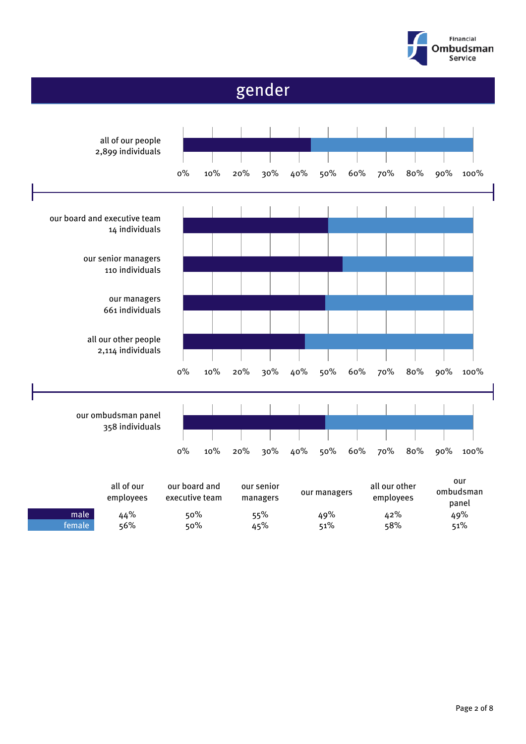# gender

all of our people
2,899 individuals

our board and executive team
14 individuals

our senior managers
110 individuals

our managers
661 individuals

all our other people
2,114 individuals

our ombudsman panel
358 individuals

| | all of our employees | our board and executive team | our senior managers | our managers | all our other employees | our ombudsman panel |
|---|---|---|---|---|---|---|
| male | 44% | 50% | 55% | 49% | 42% | 49% |
| female | 56% | 50% | 45% | 51% | 58% | 51% |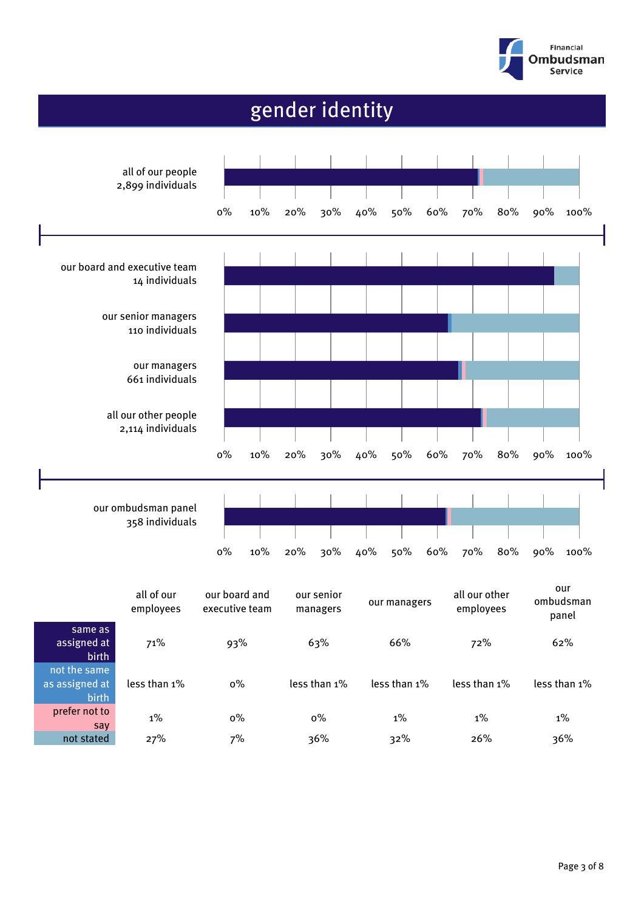# gender identity

all of our people
2,899 individuals

our board and executive team
14 individuals

our senior managers
110 individuals

our managers
661 individuals

all our other people
2,114 individuals

our ombudsman panel
358 individuals

| | all of our employees | our board and executive team | our senior managers | our managers | all our other employees | our ombudsman panel |
|---|---|---|---|---|---|---|
| same as assigned at birth | 71% | 93% | 63% | 66% | 72% | 62% |
| not the same as assigned at birth | less than 1% | 0% | less than 1% | less than 1% | less than 1% | less than 1% |
| prefer not to say | 1% | 0% | 0% | 1% | 1% | 1% |
| not stated | 27% | 7% | 36% | 32% | 26% | 36% |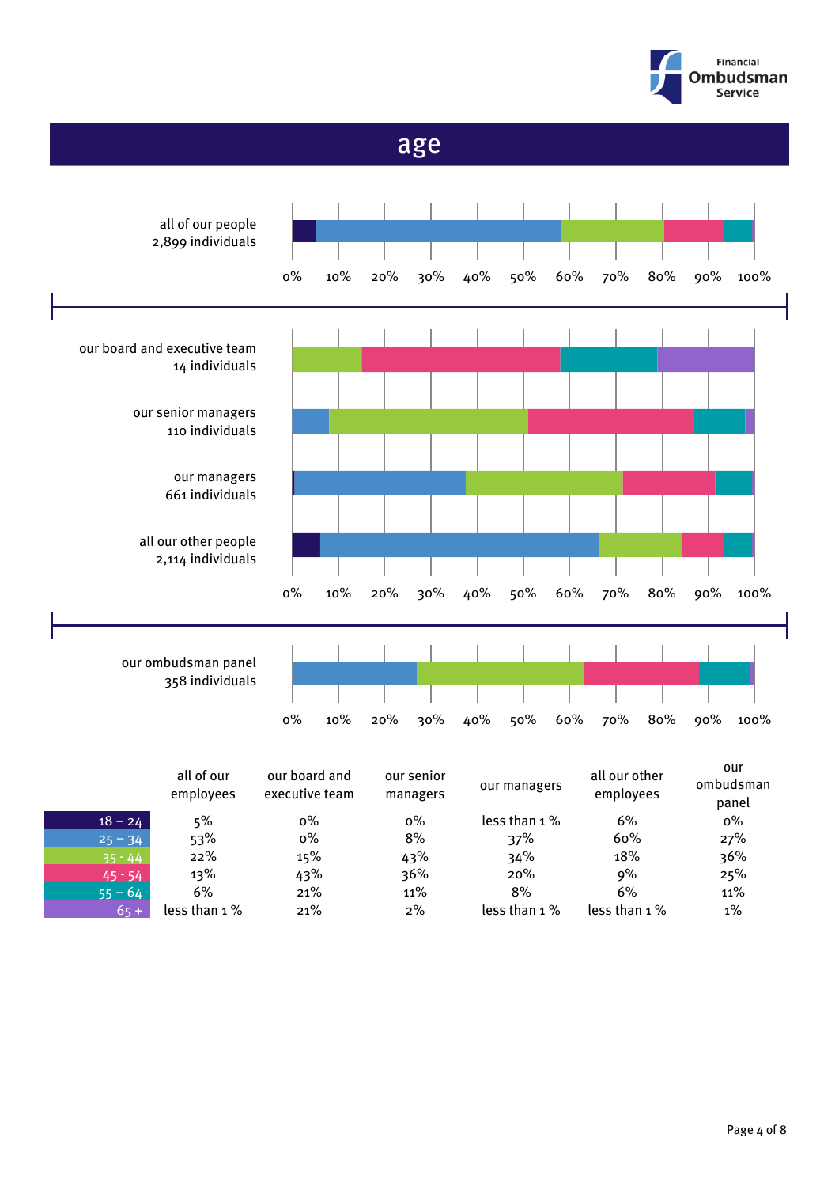# age

all of our people
2,899 individuals

our board and executive team
14 individuals

our senior managers
110 individuals

our managers
661 individuals

all our other people
2,114 individuals

our ombudsman panel
358 individuals

| | all of our employees | our board and executive team | our senior managers | our managers | all our other employees | our ombudsman panel |
|---|---|---|---|---|---|---|
| 18 – 24 | 5% | 0% | 0% | less than 1 % | 6% | 0% |
| 25 – 34 | 53% | 0% | 8% | 37% | 60% | 27% |
| 35 - 44 | 22% | 15% | 43% | 34% | 18% | 36% |
| 45 - 54 | 13% | 43% | 36% | 20% | 9% | 25% |
| 55 – 64 | 6% | 21% | 11% | 8% | 6% | 11% |
| 65 + | less than 1 % | 21% | 2% | less than 1 % | less than 1 % | 1% |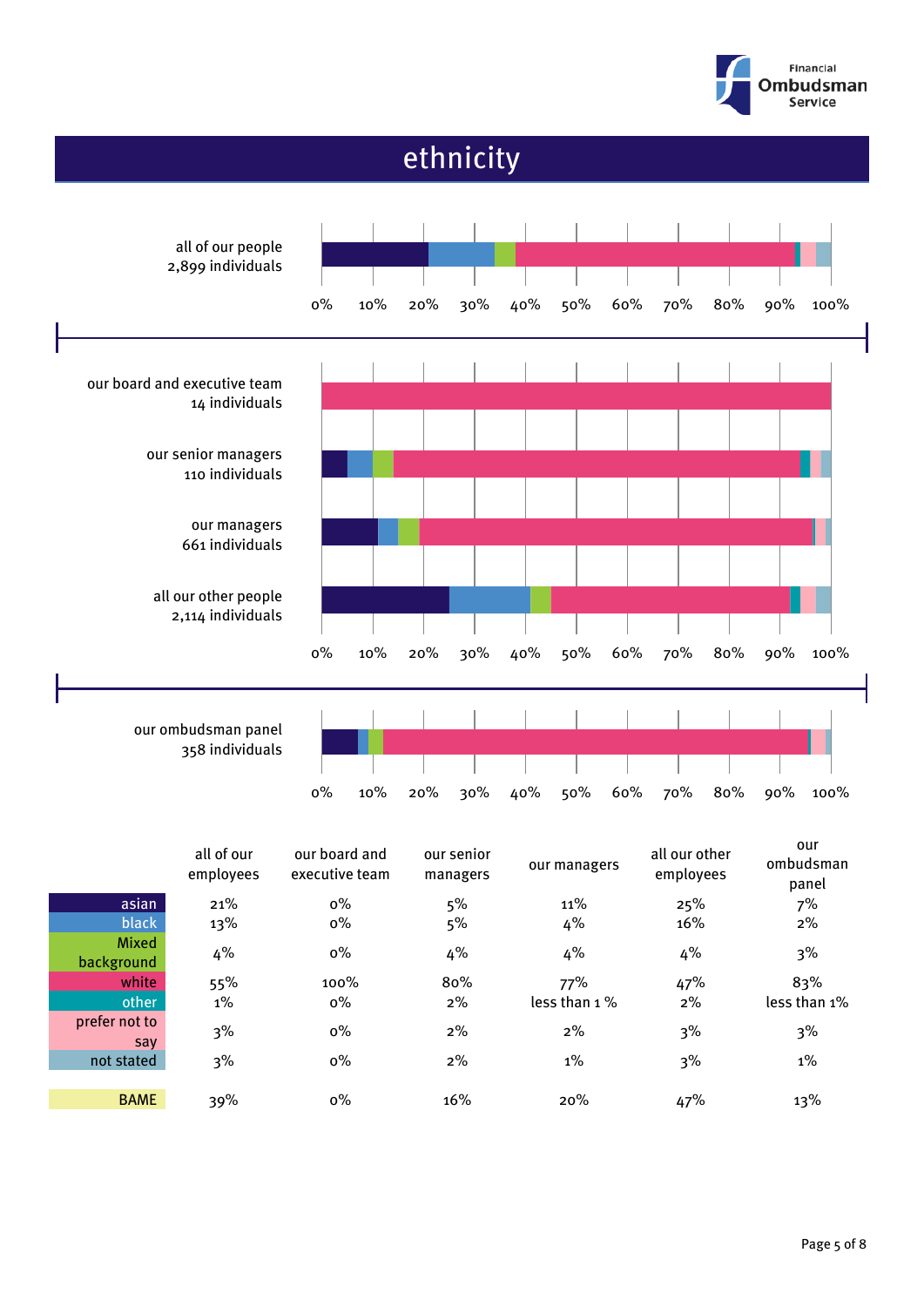# ethnicity

all of our people
2,899 individuals

0% 10% 20% 30% 40% 50% 60% 70% 80% 90% 100%

our board and executive team
14 individuals

our senior managers
110 individuals

our managers
661 individuals

all our other people
2,114 individuals

0% 10% 20% 30% 40% 50% 60% 70% 80% 90% 100%

our ombudsman panel
358 individuals

0% 10% 20% 30% 40% 50% 60% 70% 80% 90% 100%

| | all of our employees | our board and executive team | our senior managers | our managers | all our other employees | our ombudsman panel |
|---|---|---|---|---|---|---|
| asian | 21% | 0% | 5% | 11% | 25% | 7% |
| black | 13% | 0% | 5% | 4% | 16% | 2% |
| Mixed background | 4% | 0% | 4% | 4% | 4% | 3% |
| white | 55% | 100% | 80% | 77% | 47% | 83% |
| other | 1% | 0% | 2% | less than 1 % | 2% | less than 1% |
| prefer not to say | 3% | 0% | 2% | 2% | 3% | 3% |
| not stated | 3% | 0% | 2% | 1% | 3% | 1% |
| BAME | 39% | 0% | 16% | 20% | 47% | 13% |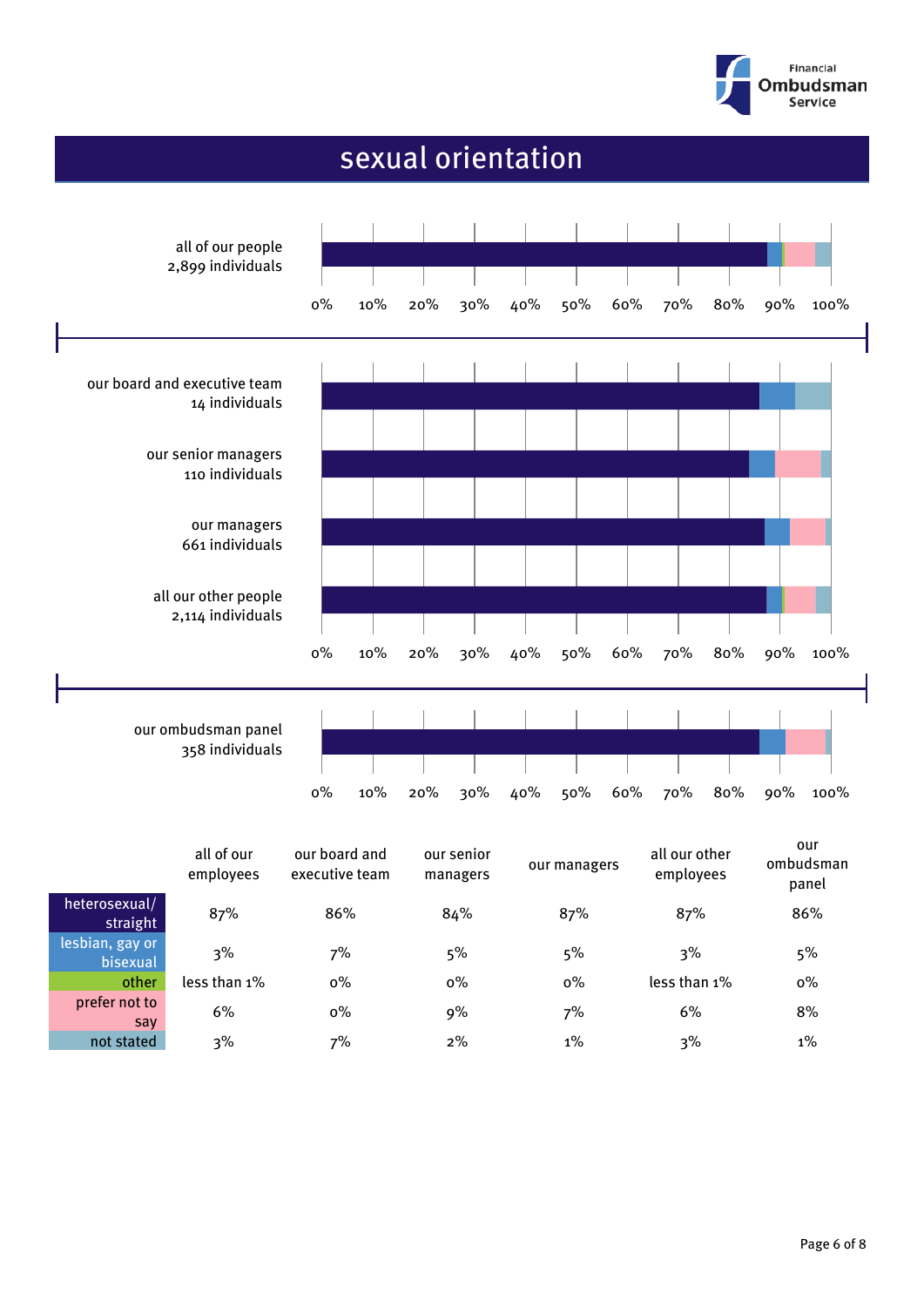# sexual orientation

| | all of our employees | our board and executive team | our senior managers | our managers | all our other employees | our ombudsman panel |
|---|---|---|---|---|---|---|
| heterosexual/ straight | 87% | 86% | 84% | 87% | 87% | 86% |
| lesbian, gay or bisexual | 3% | 7% | 5% | 5% | 3% | 5% |
| other | less than 1% | 0% | 0% | 0% | less than 1% | 0% |
| prefer not to say | 6% | 0% | 9% | 7% | 6% | 8% |
| not stated | 3% | 7% | 2% | 1% | 3% | 1% |

Chart groups: all of our people (2,899 individuals); our board and executive team (14 individuals); our senior managers (110 individuals); our managers (661 individuals); all our other people (2,114 individuals); our ombudsman panel (358 individuals).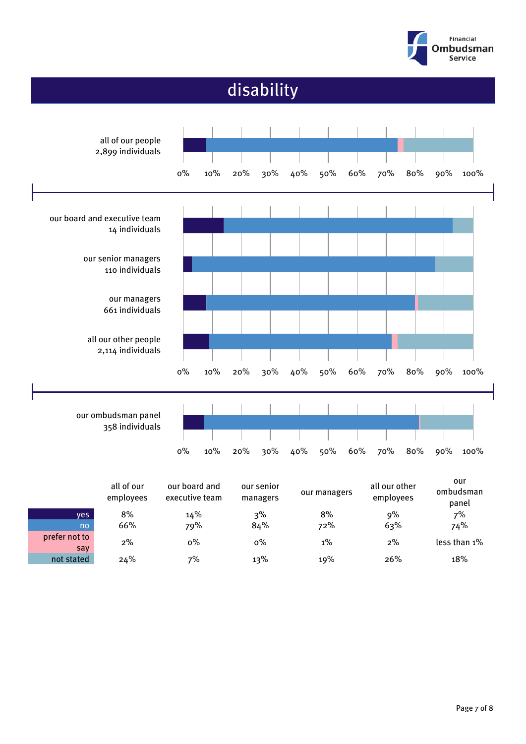# disability

all of our people
2,899 individuals

our board and executive team
14 individuals

our senior managers
110 individuals

our managers
661 individuals

all our other people
2,114 individuals

our ombudsman panel
358 individuals

| | all of our employees | our board and executive team | our senior managers | our managers | all our other employees | our ombudsman panel |
|---|---|---|---|---|---|---|
| yes | 8% | 14% | 3% | 8% | 9% | 7% |
| no | 66% | 79% | 84% | 72% | 63% | 74% |
| prefer not to say | 2% | 0% | 0% | 1% | 2% | less than 1% |
| not stated | 24% | 7% | 13% | 19% | 26% | 18% |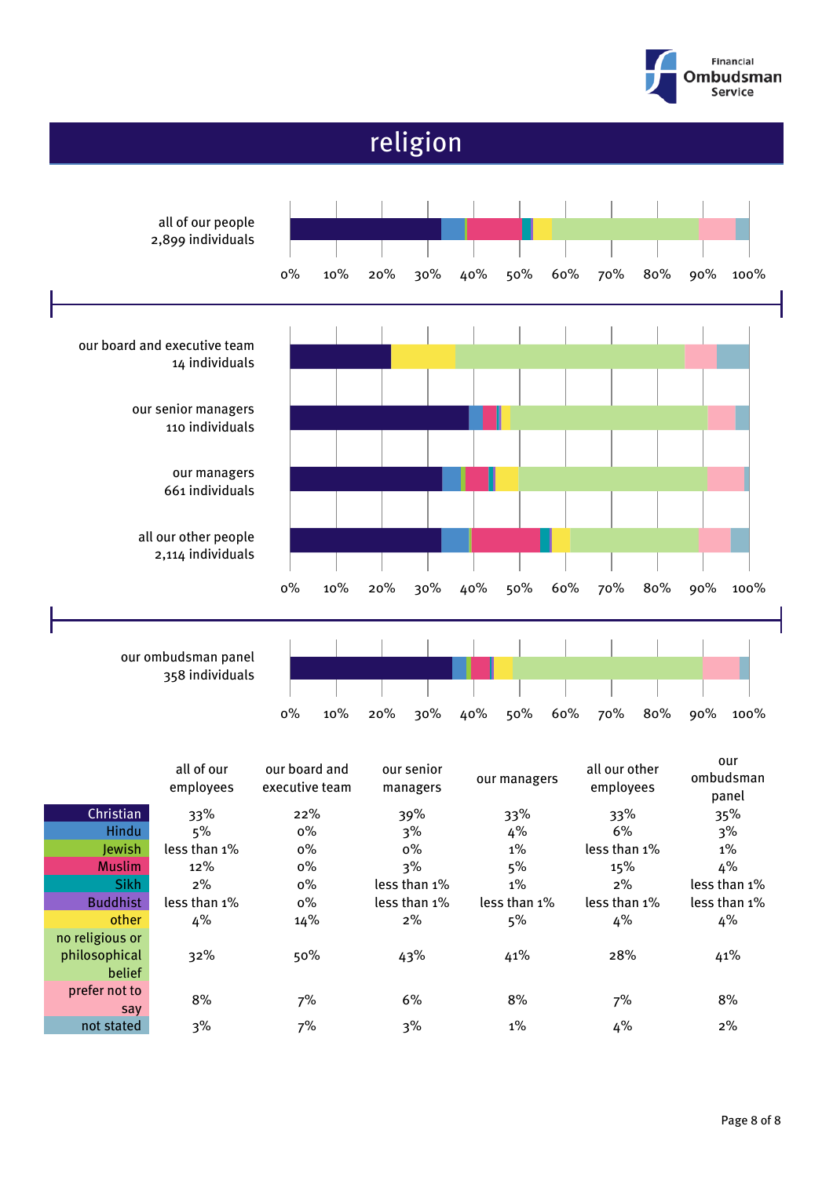# religion

all of our people
2,899 individuals

0% 10% 20% 30% 40% 50% 60% 70% 80% 90% 100%

our board and executive team
14 individuals

our senior managers
110 individuals

our managers
661 individuals

all our other people
2,114 individuals

0% 10% 20% 30% 40% 50% 60% 70% 80% 90% 100%

our ombudsman panel
358 individuals

0% 10% 20% 30% 40% 50% 60% 70% 80% 90% 100%

| | all of our employees | our board and executive team | our senior managers | our managers | all our other employees | our ombudsman panel |
|---|---|---|---|---|---|---|
| Christian | 33% | 22% | 39% | 33% | 33% | 35% |
| Hindu | 5% | 0% | 3% | 4% | 6% | 3% |
| Jewish | less than 1% | 0% | 0% | 1% | less than 1% | 1% |
| Muslim | 12% | 0% | 3% | 5% | 15% | 4% |
| Sikh | 2% | 0% | less than 1% | 1% | 2% | less than 1% |
| Buddhist | less than 1% | 0% | less than 1% | less than 1% | less than 1% | less than 1% |
| other | 4% | 14% | 2% | 5% | 4% | 4% |
| no religious or philosophical belief | 32% | 50% | 43% | 41% | 28% | 41% |
| prefer not to say | 8% | 7% | 6% | 8% | 7% | 8% |
| not stated | 3% | 7% | 3% | 1% | 4% | 2% |